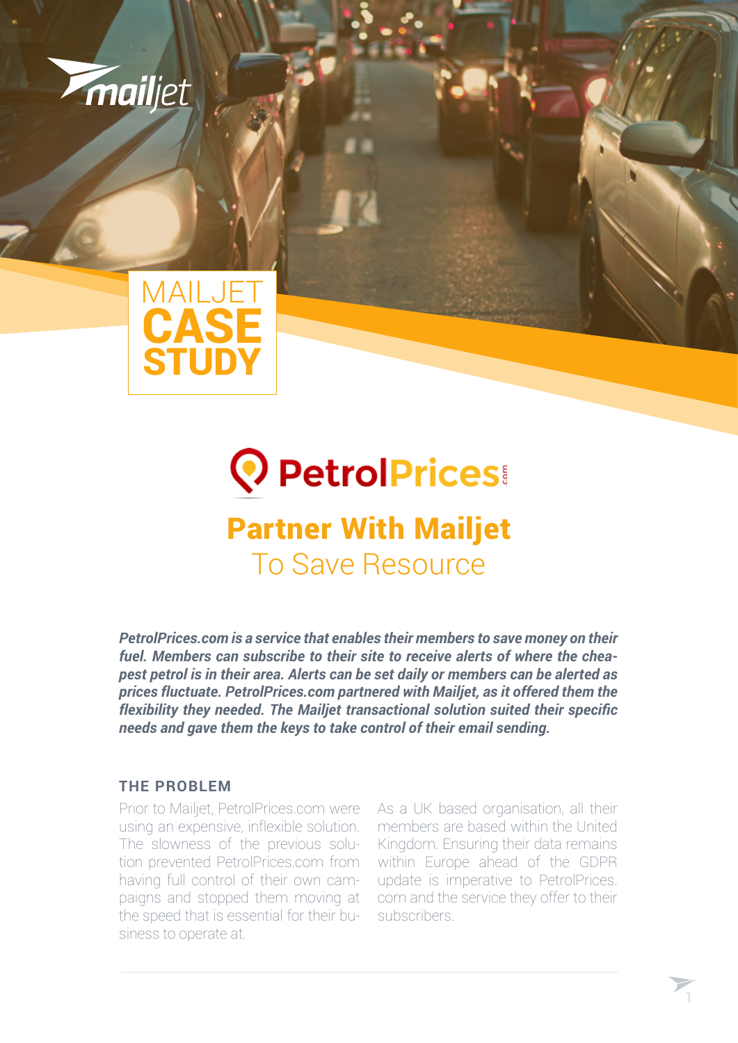# MAILJET CASE STUDY

## PetrolPrices Partner With Mailjet To Save Resource

***PetrolPrices.com is a service that enables their members to save money on their fuel. Members can subscribe to their site to receive alerts of where the cheapest petrol is in their area. Alerts can be set daily or members can be alerted as prices fluctuate. PetrolPrices.com partnered with Mailjet, as it offered them the flexibility they needed. The Mailjet transactional solution suited their specific needs and gave them the keys to take control of their email sending.***

### THE PROBLEM

Prior to Mailjet, PetrolPrices.com were using an expensive, inflexible solution. The slowness of the previous solution prevented PetrolPrices.com from having full control of their own campaigns and stopped them moving at the speed that is essential for their business to operate at.

As a UK based organisation, all their members are based within the United Kingdom. Ensuring their data remains within Europe ahead of the GDPR update is imperative to PetrolPrices.com and the service they offer to their subscribers.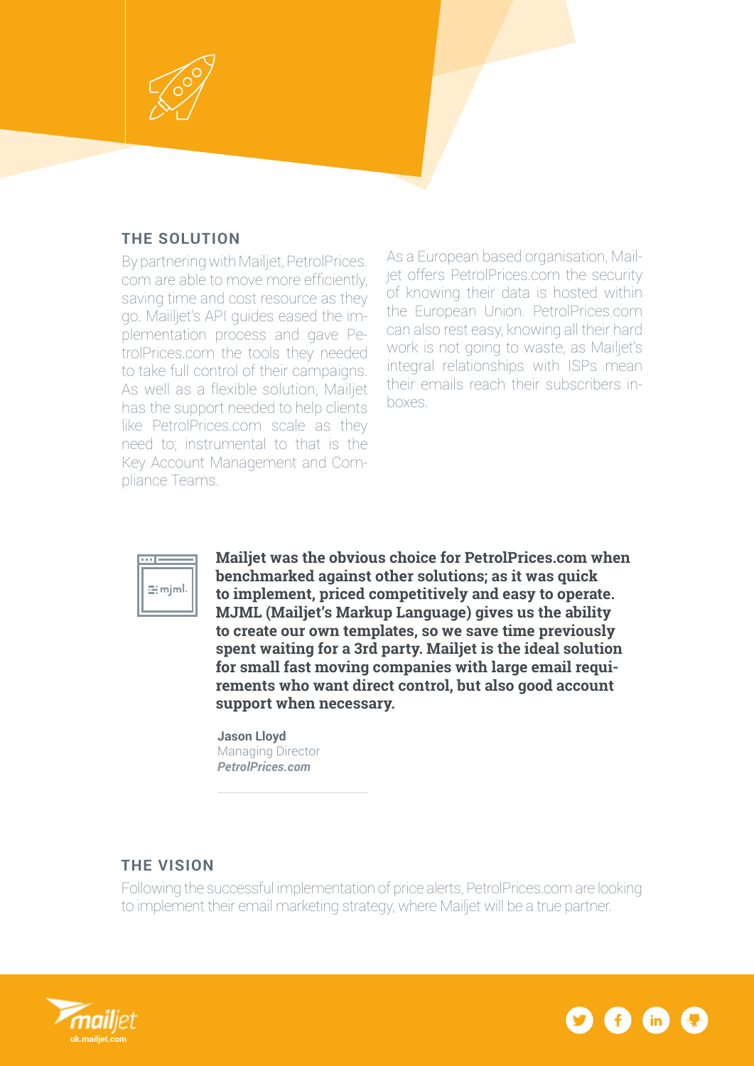## THE SOLUTION

By partnering with Mailjet, PetrolPrices.com are able to move more efficiently, saving time and cost resource as they go. Maiiljet's API guides eased the implementation process and gave PetrolPrices.com the tools they needed to take full control of their campaigns. As well as a flexible solution, Mailjet has the support needed to help clients like PetrolPrices.com scale as they need to; instrumental to that is the Key Account Management and Compliance Teams.

As a European based organisation, Mailjet offers PetrolPrices.com the security of knowing their data is hosted within the European Union. PetrolPrices.com can also rest easy, knowing all their hard work is not going to waste, as Mailjet's integral relationships with ISPs mean their emails reach their subscribers inboxes.

**Mailjet was the obvious choice for PetrolPrices.com when benchmarked against other solutions; as it was quick to implement, priced competitively and easy to operate. MJML (Mailjet's Markup Language) gives us the ability to create our own templates, so we save time previously spent waiting for a 3rd party. Mailjet is the ideal solution for small fast moving companies with large email requirements who want direct control, but also good account support when necessary.**

**Jason Lloyd**
Managing Director
***PetrolPrices.com***

## THE VISION

Following the successful implementation of price alerts, PetrolPrices.com are looking to implement their email marketing strategy, where Mailjet will be a true partner.

uk.mailjet.com